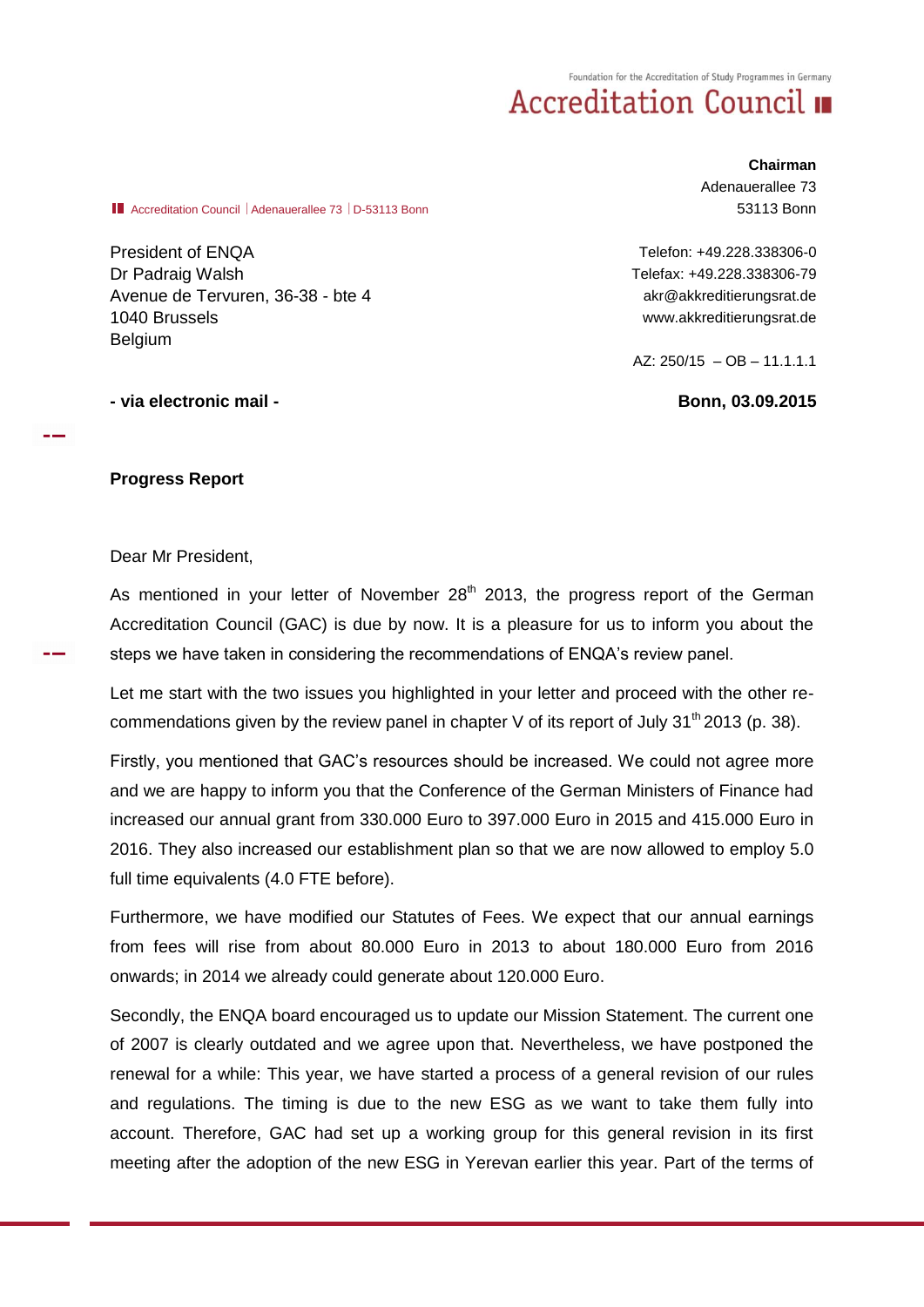Foundation for the Accreditation of Study Programmes in Germany

**Accreditation Council**

**Chairman**
Adenauerallee 73
53113 Bonn

Accreditation Council | Adenauerallee 73 | D-53113 Bonn

President of ENQA
Dr Padraig Walsh
Avenue de Tervuren, 36-38 - bte 4
1040 Brussels
Belgium

Telefon: +49.228.338306-0
Telefax: +49.228.338306-79
akr@akkreditierungsrat.de
www.akkreditierungsrat.de

AZ: 250/15 – OB – 11.1.1.1

**- via electronic mail -**

**Bonn, 03.09.2015**

**Progress Report**

Dear Mr President,

As mentioned in your letter of November 28th 2013, the progress report of the German Accreditation Council (GAC) is due by now. It is a pleasure for us to inform you about the steps we have taken in considering the recommendations of ENQA's review panel.

Let me start with the two issues you highlighted in your letter and proceed with the other recommendations given by the review panel in chapter V of its report of July 31th 2013 (p. 38).

Firstly, you mentioned that GAC's resources should be increased. We could not agree more and we are happy to inform you that the Conference of the German Ministers of Finance had increased our annual grant from 330.000 Euro to 397.000 Euro in 2015 and 415.000 Euro in 2016. They also increased our establishment plan so that we are now allowed to employ 5.0 full time equivalents (4.0 FTE before).

Furthermore, we have modified our Statutes of Fees. We expect that our annual earnings from fees will rise from about 80.000 Euro in 2013 to about 180.000 Euro from 2016 onwards; in 2014 we already could generate about 120.000 Euro.

Secondly, the ENQA board encouraged us to update our Mission Statement. The current one of 2007 is clearly outdated and we agree upon that. Nevertheless, we have postponed the renewal for a while: This year, we have started a process of a general revision of our rules and regulations. The timing is due to the new ESG as we want to take them fully into account. Therefore, GAC had set up a working group for this general revision in its first meeting after the adoption of the new ESG in Yerevan earlier this year. Part of the terms of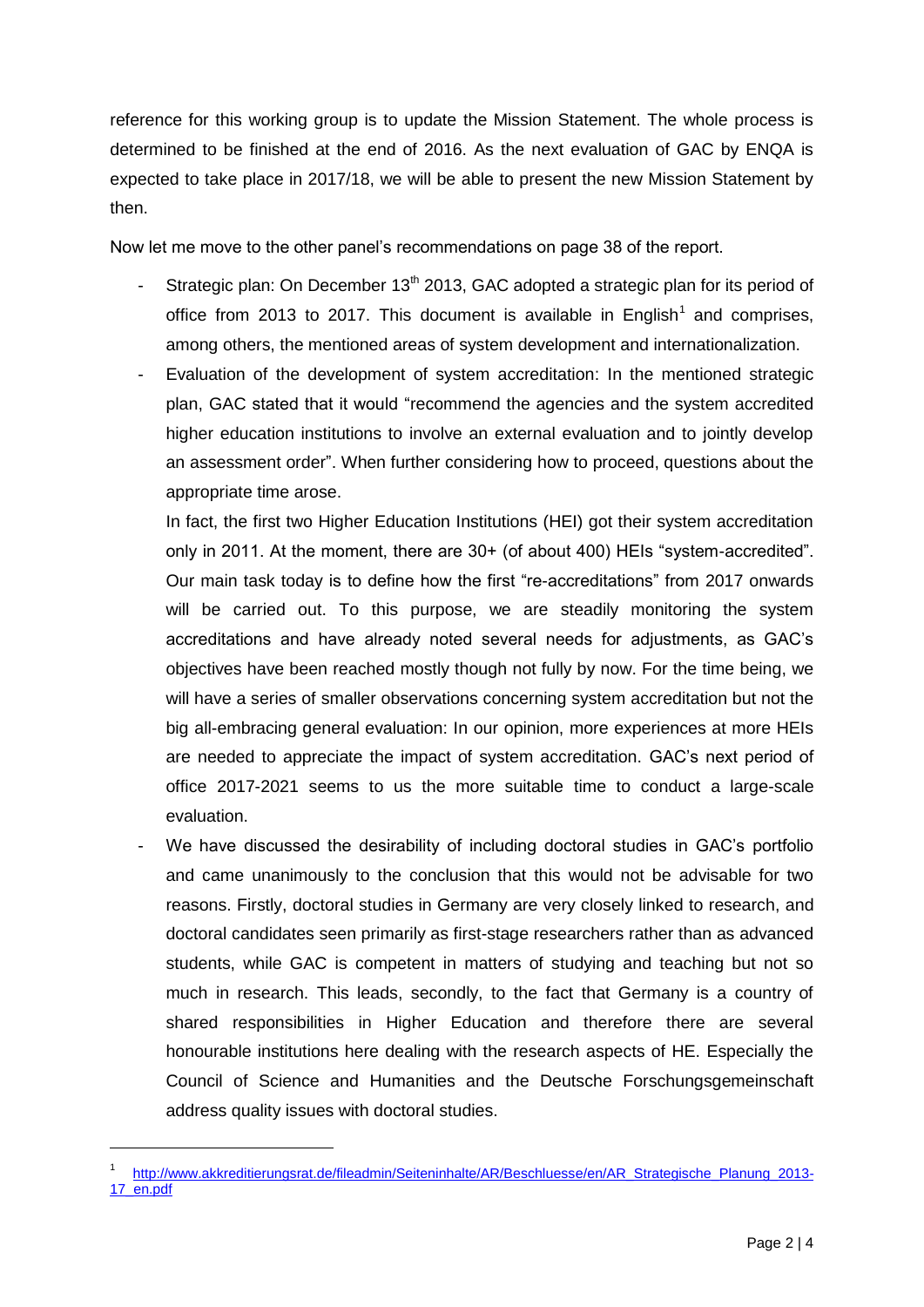reference for this working group is to update the Mission Statement. The whole process is determined to be finished at the end of 2016. As the next evaluation of GAC by ENQA is expected to take place in 2017/18, we will be able to present the new Mission Statement by then.

Now let me move to the other panel's recommendations on page 38 of the report.

- Strategic plan: On December 13th 2013, GAC adopted a strategic plan for its period of office from 2013 to 2017. This document is available in English[1] and comprises, among others, the mentioned areas of system development and internationalization.
- Evaluation of the development of system accreditation: In the mentioned strategic plan, GAC stated that it would "recommend the agencies and the system accredited higher education institutions to involve an external evaluation and to jointly develop an assessment order". When further considering how to proceed, questions about the appropriate time arose.

  In fact, the first two Higher Education Institutions (HEI) got their system accreditation only in 2011. At the moment, there are 30+ (of about 400) HEIs "system-accredited". Our main task today is to define how the first "re-accreditations" from 2017 onwards will be carried out. To this purpose, we are steadily monitoring the system accreditations and have already noted several needs for adjustments, as GAC's objectives have been reached mostly though not fully by now. For the time being, we will have a series of smaller observations concerning system accreditation but not the big all-embracing general evaluation: In our opinion, more experiences at more HEIs are needed to appreciate the impact of system accreditation. GAC's next period of office 2017-2021 seems to us the more suitable time to conduct a large-scale evaluation.
- We have discussed the desirability of including doctoral studies in GAC's portfolio and came unanimously to the conclusion that this would not be advisable for two reasons. Firstly, doctoral studies in Germany are very closely linked to research, and doctoral candidates seen primarily as first-stage researchers rather than as advanced students, while GAC is competent in matters of studying and teaching but not so much in research. This leads, secondly, to the fact that Germany is a country of shared responsibilities in Higher Education and therefore there are several honourable institutions here dealing with the research aspects of HE. Especially the Council of Science and Humanities and the Deutsche Forschungsgemeinschaft address quality issues with doctoral studies.

[1] http://www.akkreditierungsrat.de/fileadmin/Seiteninhalte/AR/Beschluesse/en/AR_Strategische_Planung_2013-17_en.pdf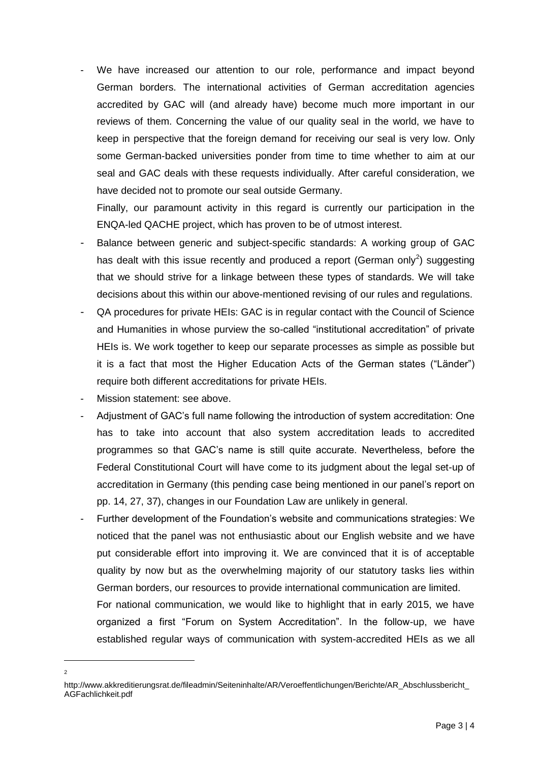- We have increased our attention to our role, performance and impact beyond German borders. The international activities of German accreditation agencies accredited by GAC will (and already have) become much more important in our reviews of them. Concerning the value of our quality seal in the world, we have to keep in perspective that the foreign demand for receiving our seal is very low. Only some German-backed universities ponder from time to time whether to aim at our seal and GAC deals with these requests individually. After careful consideration, we have decided not to promote our seal outside Germany.

  Finally, our paramount activity in this regard is currently our participation in the ENQA-led QACHE project, which has proven to be of utmost interest.
- Balance between generic and subject-specific standards: A working group of GAC has dealt with this issue recently and produced a report (German only[2]) suggesting that we should strive for a linkage between these types of standards. We will take decisions about this within our above-mentioned revising of our rules and regulations.
- QA procedures for private HEIs: GAC is in regular contact with the Council of Science and Humanities in whose purview the so-called "institutional accreditation" of private HEIs is. We work together to keep our separate processes as simple as possible but it is a fact that most the Higher Education Acts of the German states ("Länder") require both different accreditations for private HEIs.
- Mission statement: see above.
- Adjustment of GAC's full name following the introduction of system accreditation: One has to take into account that also system accreditation leads to accredited programmes so that GAC's name is still quite accurate. Nevertheless, before the Federal Constitutional Court will have come to its judgment about the legal set-up of accreditation in Germany (this pending case being mentioned in our panel's report on pp. 14, 27, 37), changes in our Foundation Law are unlikely in general.
- Further development of the Foundation's website and communications strategies: We noticed that the panel was not enthusiastic about our English website and we have put considerable effort into improving it. We are convinced that it is of acceptable quality by now but as the overwhelming majority of our statutory tasks lies within German borders, our resources to provide international communication are limited.

  For national communication, we would like to highlight that in early 2015, we have organized a first "Forum on System Accreditation". In the follow-up, we have established regular ways of communication with system-accredited HEIs as we all

[2] http://www.akkreditierungsrat.de/fileadmin/Seiteninhalte/AR/Veroeffentlichungen/Berichte/AR_Abschlussbericht_AGFachlichkeit.pdf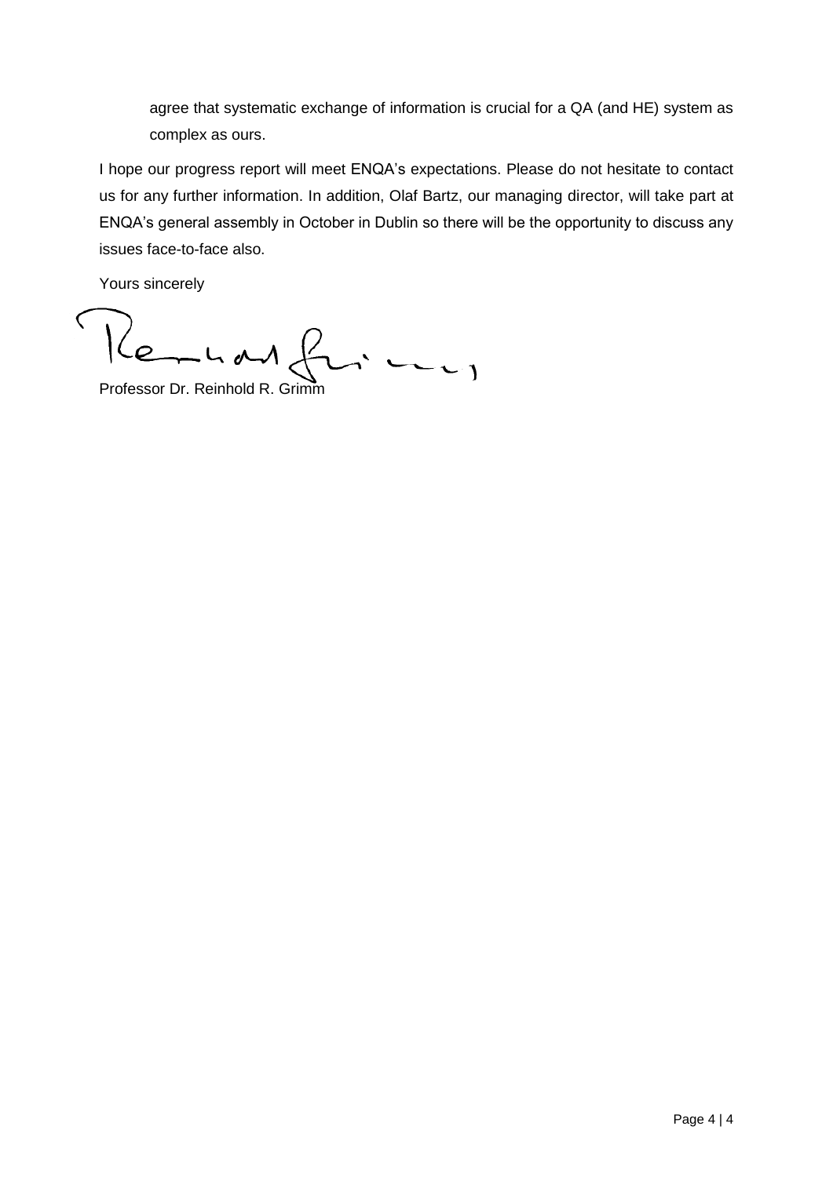agree that systematic exchange of information is crucial for a QA (and HE) system as complex as ours.

I hope our progress report will meet ENQA's expectations. Please do not hesitate to contact us for any further information. In addition, Olaf Bartz, our managing director, will take part at ENQA's general assembly in October in Dublin so there will be the opportunity to discuss any issues face-to-face also.

Yours sincerely

Professor Dr. Reinhold R. Grimm